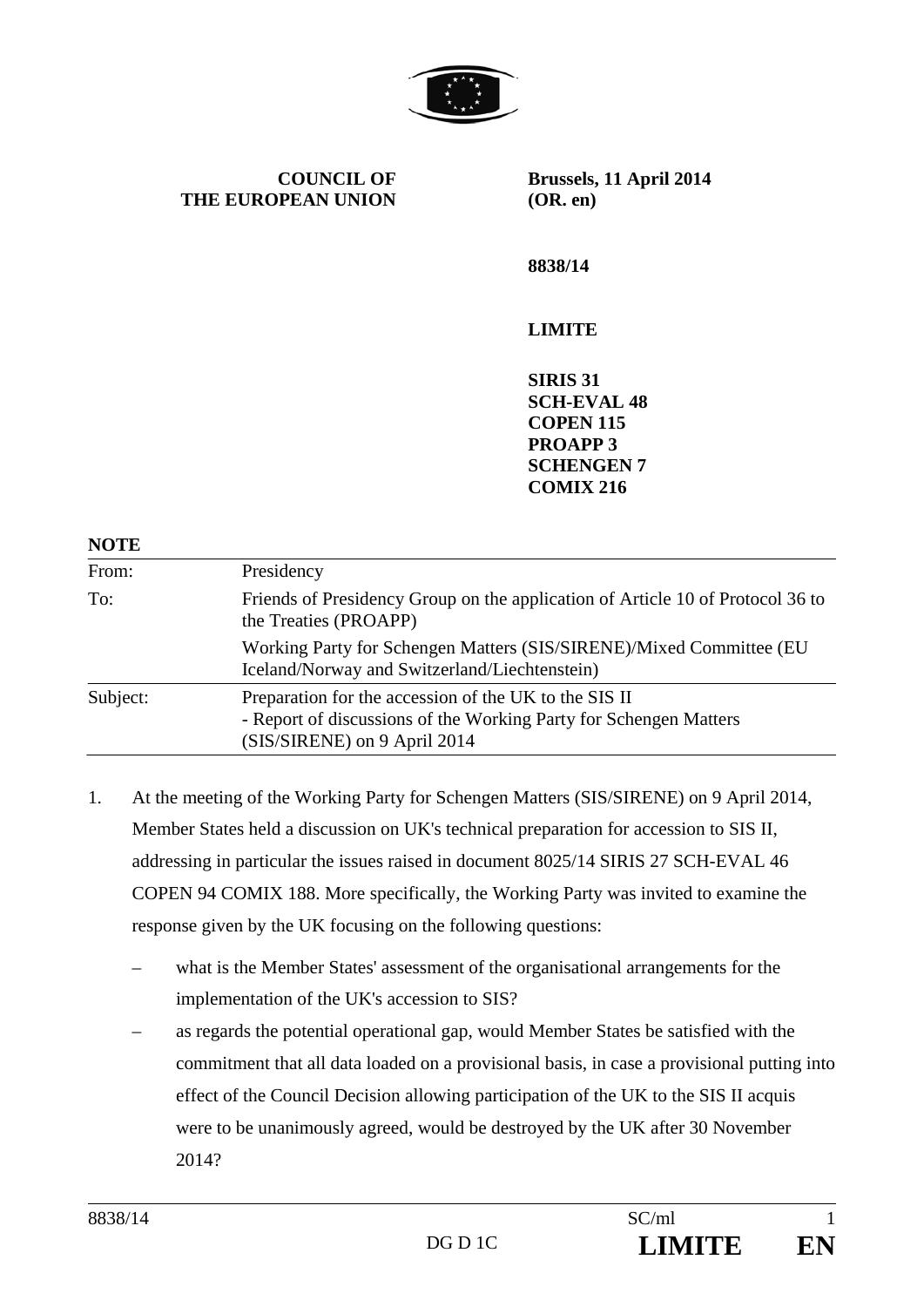**COUNCIL OF THE EUROPEAN UNION**

**Brussels, 11 April 2014**
**(OR. en)**

**8838/14**

**LIMITE**

**SIRIS 31**
**SCH-EVAL 48**
**COPEN 115**
**PROAPP 3**
**SCHENGEN 7**
**COMIX 216**

**NOTE**

| | |
|---|---|
| From: | Presidency |
| To: | Friends of Presidency Group on the application of Article 10 of Protocol 36 to the Treaties (PROAPP)<br>Working Party for Schengen Matters (SIS/SIRENE)/Mixed Committee (EU Iceland/Norway and Switzerland/Liechtenstein) |
| Subject: | Preparation for the accession of the UK to the SIS II<br>- Report of discussions of the Working Party for Schengen Matters (SIS/SIRENE) on 9 April 2014 |

1. At the meeting of the Working Party for Schengen Matters (SIS/SIRENE) on 9 April 2014, Member States held a discussion on UK's technical preparation for accession to SIS II, addressing in particular the issues raised in document 8025/14 SIRIS 27 SCH-EVAL 46 COPEN 94 COMIX 188. More specifically, the Working Party was invited to examine the response given by the UK focusing on the following questions:

   – what is the Member States' assessment of the organisational arrangements for the implementation of the UK's accession to SIS?

   – as regards the potential operational gap, would Member States be satisfied with the commitment that all data loaded on a provisional basis, in case a provisional putting into effect of the Council Decision allowing participation of the UK to the SIS II acquis were to be unanimously agreed, would be destroyed by the UK after 30 November 2014?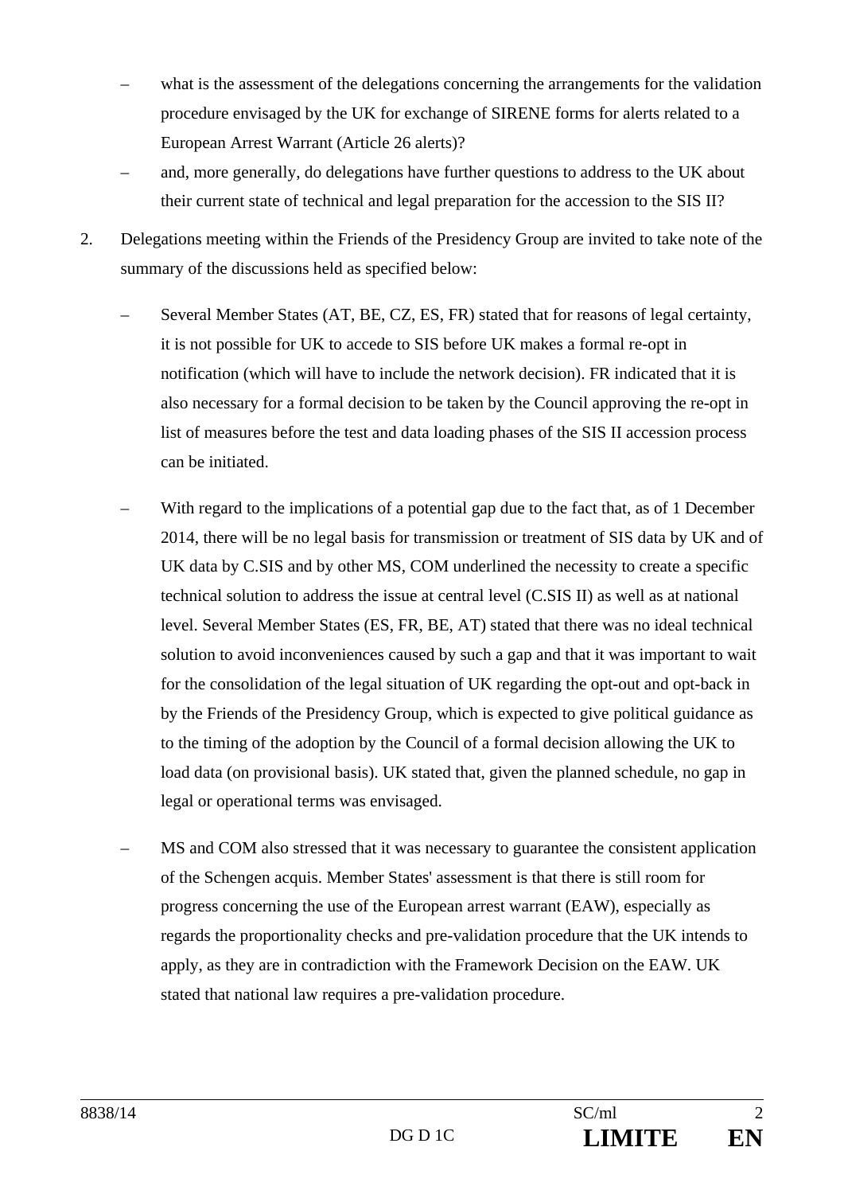- what is the assessment of the delegations concerning the arrangements for the validation procedure envisaged by the UK for exchange of SIRENE forms for alerts related to a European Arrest Warrant (Article 26 alerts)?
- and, more generally, do delegations have further questions to address to the UK about their current state of technical and legal preparation for the accession to the SIS II?

2. Delegations meeting within the Friends of the Presidency Group are invited to take note of the summary of the discussions held as specified below:

   - Several Member States (AT, BE, CZ, ES, FR) stated that for reasons of legal certainty, it is not possible for UK to accede to SIS before UK makes a formal re-opt in notification (which will have to include the network decision). FR indicated that it is also necessary for a formal decision to be taken by the Council approving the re-opt in list of measures before the test and data loading phases of the SIS II accession process can be initiated.

   - With regard to the implications of a potential gap due to the fact that, as of 1 December 2014, there will be no legal basis for transmission or treatment of SIS data by UK and of UK data by C.SIS and by other MS, COM underlined the necessity to create a specific technical solution to address the issue at central level (C.SIS II) as well as at national level. Several Member States (ES, FR, BE, AT) stated that there was no ideal technical solution to avoid inconveniences caused by such a gap and that it was important to wait for the consolidation of the legal situation of UK regarding the opt-out and opt-back in by the Friends of the Presidency Group, which is expected to give political guidance as to the timing of the adoption by the Council of a formal decision allowing the UK to load data (on provisional basis). UK stated that, given the planned schedule, no gap in legal or operational terms was envisaged.

   - MS and COM also stressed that it was necessary to guarantee the consistent application of the Schengen acquis. Member States' assessment is that there is still room for progress concerning the use of the European arrest warrant (EAW), especially as regards the proportionality checks and pre-validation procedure that the UK intends to apply, as they are in contradiction with the Framework Decision on the EAW. UK stated that national law requires a pre-validation procedure.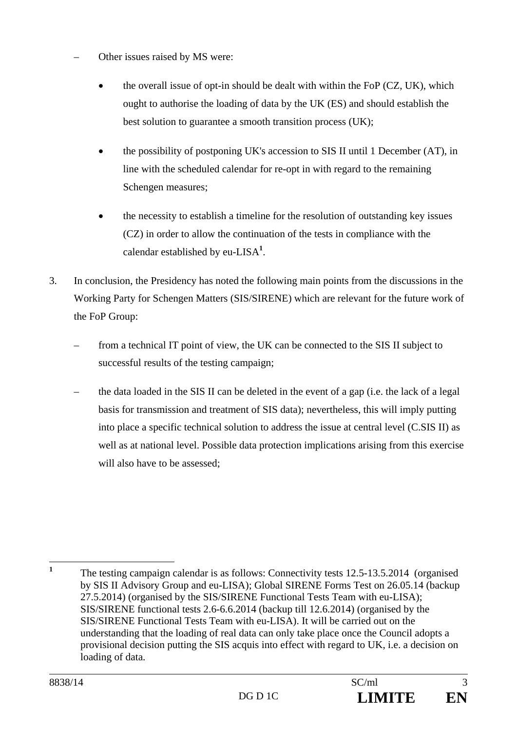- Other issues raised by MS were:

  - the overall issue of opt-in should be dealt with within the FoP (CZ, UK), which ought to authorise the loading of data by the UK (ES) and should establish the best solution to guarantee a smooth transition process (UK);

  - the possibility of postponing UK's accession to SIS II until 1 December (AT), in line with the scheduled calendar for re-opt in with regard to the remaining Schengen measures;

  - the necessity to establish a timeline for the resolution of outstanding key issues (CZ) in order to allow the continuation of the tests in compliance with the calendar established by eu-LISA[1].

3. In conclusion, the Presidency has noted the following main points from the discussions in the Working Party for Schengen Matters (SIS/SIRENE) which are relevant for the future work of the FoP Group:

   - from a technical IT point of view, the UK can be connected to the SIS II subject to successful results of the testing campaign;

   - the data loaded in the SIS II can be deleted in the event of a gap (i.e. the lack of a legal basis for transmission and treatment of SIS data); nevertheless, this will imply putting into place a specific technical solution to address the issue at central level (C.SIS II) as well as at national level. Possible data protection implications arising from this exercise will also have to be assessed;

---

[1] The testing campaign calendar is as follows: Connectivity tests 12.5-13.5.2014 (organised by SIS II Advisory Group and eu-LISA); Global SIRENE Forms Test on 26.05.14 (backup 27.5.2014) (organised by the SIS/SIRENE Functional Tests Team with eu-LISA); SIS/SIRENE functional tests 2.6-6.6.2014 (backup till 12.6.2014) (organised by the SIS/SIRENE Functional Tests Team with eu-LISA). It will be carried out on the understanding that the loading of real data can only take place once the Council adopts a provisional decision putting the SIS acquis into effect with regard to UK, i.e. a decision on loading of data.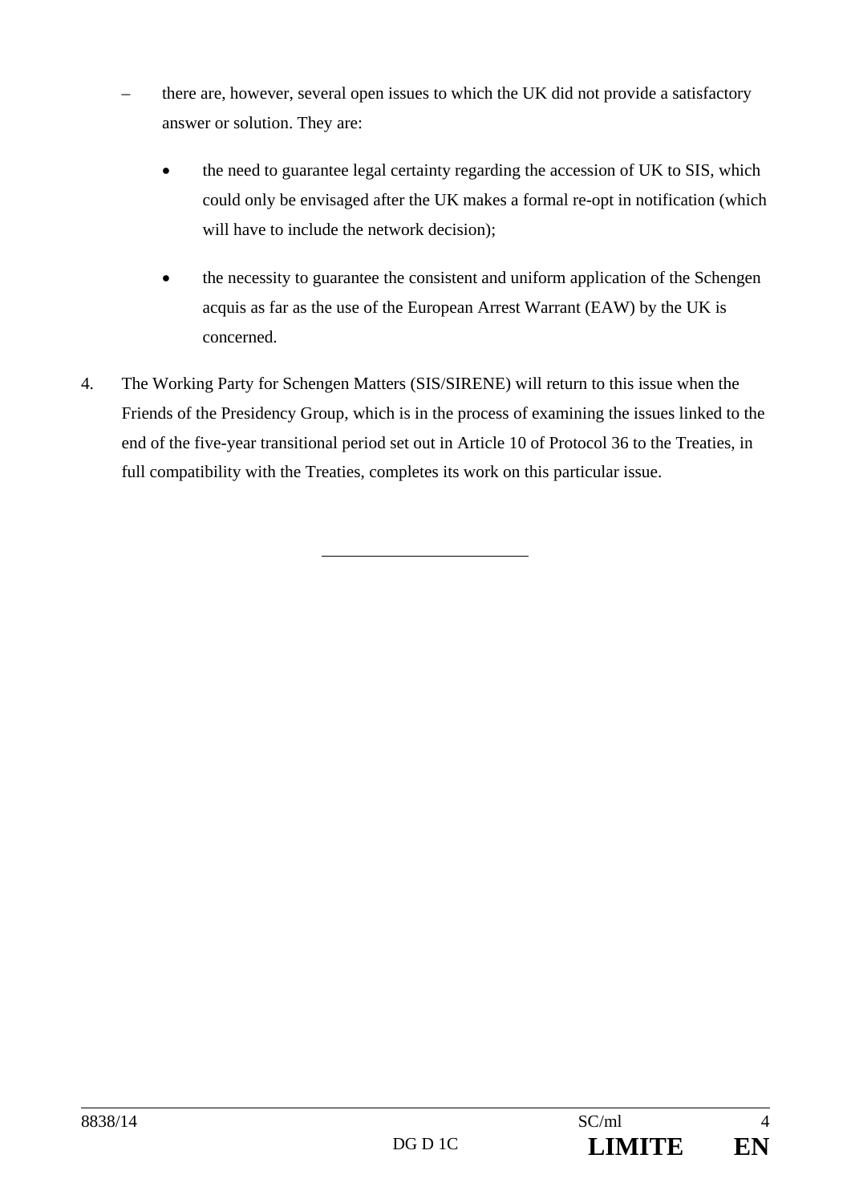- there are, however, several open issues to which the UK did not provide a satisfactory answer or solution. They are:

  - the need to guarantee legal certainty regarding the accession of UK to SIS, which could only be envisaged after the UK makes a formal re-opt in notification (which will have to include the network decision);

  - the necessity to guarantee the consistent and uniform application of the Schengen acquis as far as the use of the European Arrest Warrant (EAW) by the UK is concerned.

4. The Working Party for Schengen Matters (SIS/SIRENE) will return to this issue when the Friends of the Presidency Group, which is in the process of examining the issues linked to the end of the five-year transitional period set out in Article 10 of Protocol 36 to the Treaties, in full compatibility with the Treaties, completes its work on this particular issue.